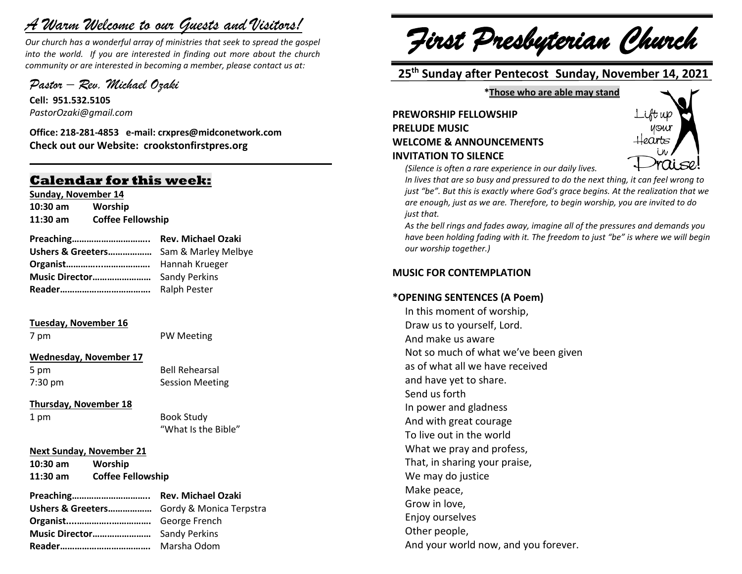# *A Warm Welcome to our Guests and Visitors!*

*Our church has a wonderful array of ministries that seek to spread the gospel into the world. If you are interested in finding out more about the church community or are interested in becoming a member, please contact us at:*

*Pastor – Rev. Michael Ozaki*

**Cell: 951.532.5105**
*PastorOzaki@gmail.com*

**Office: 218-281-4853 e-mail: crxpres@midconetwork.com**
**Check out our Website: crookstonfirstpres.org**

## Calendar for this week:

**Sunday, November 14**

**10:30 am** **Worship**
**11:30 am** **Coffee Fellowship**

**Preaching…………………………..** **Rev. Michael Ozaki**
**Ushers & Greeters………………** Sam & Marley Melbye
**Organist……………………………** Hannah Krueger
**Music Director……………………** Sandy Perkins
**Reader………………………………** Ralph Pester

**Tuesday, November 16**

7 pm PW Meeting

**Wednesday, November 17**

5 pm Bell Rehearsal
7:30 pm Session Meeting

**Thursday, November 18**

1 pm Book Study "What Is the Bible"

**Next Sunday, November 21**

**10:30 am** **Worship**
**11:30 am** **Coffee Fellowship**

**Preaching…………………………..** **Rev. Michael Ozaki**
**Ushers & Greeters………………** Gordy & Monica Terpstra
**Organist……………………………** George French
**Music Director……………………** Sandy Perkins
**Reader………………………………** Marsha Odom

# *First Presbyterian Church*

## 25th Sunday after Pentecost Sunday, November 14, 2021

**\*Those who are able may stand**

Lift up your Hearts in Praise!

**PREWORSHIP FELLOWSHIP**
**PRELUDE MUSIC**
**WELCOME & ANNOUNCEMENTS**
**INVITATION TO SILENCE**

*(Silence is often a rare experience in our daily lives. In lives that are so busy and pressured to do the next thing, it can feel wrong to just "be". But this is exactly where God's grace begins. At the realization that we are enough, just as we are. Therefore, to begin worship, you are invited to do just that.*
*As the bell rings and fades away, imagine all of the pressures and demands you have been holding fading with it. The freedom to just "be" is where we will begin our worship together.)*

**MUSIC FOR CONTEMPLATION**

**\*OPENING SENTENCES (A Poem)**

In this moment of worship,
Draw us to yourself, Lord.
And make us aware
Not so much of what we've been given
as of what all we have received
and have yet to share.
Send us forth
In power and gladness
And with great courage
To live out in the world
What we pray and profess,
That, in sharing your praise,
We may do justice
Make peace,
Grow in love,
Enjoy ourselves
Other people,
And your world now, and you forever.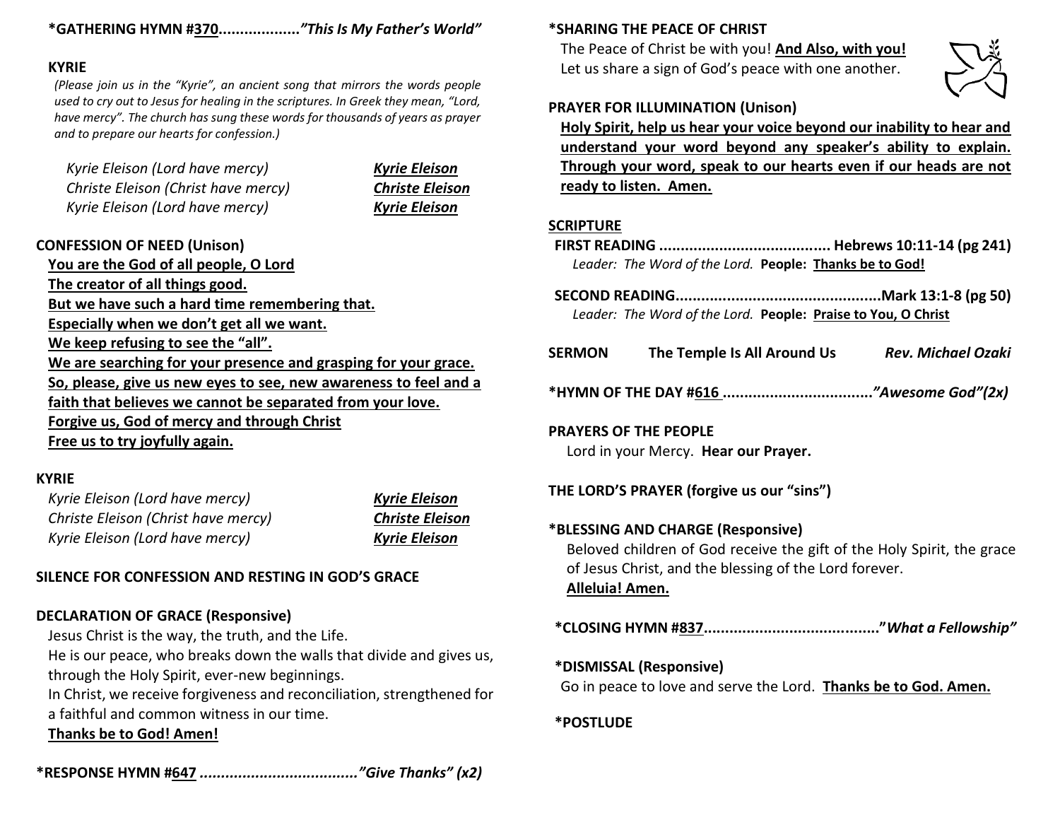**\*GATHERING HYMN #370..................*"This Is My Father's World"***

**KYRIE**

*(Please join us in the "Kyrie", an ancient song that mirrors the words people used to cry out to Jesus for healing in the scriptures. In Greek they mean, "Lord, have mercy". The church has sung these words for thousands of years as prayer and to prepare our hearts for confession.)*

*Kyrie Eleison (Lord have mercy)* ***Kyrie Eleison***
*Christe Eleison (Christ have mercy)* ***Christe Eleison***
*Kyrie Eleison (Lord have mercy)* ***Kyrie Eleison***

**CONFESSION OF NEED (Unison)**

**You are the God of all people, O Lord**
**The creator of all things good.**
**But we have such a hard time remembering that.**
**Especially when we don't get all we want.**
**We keep refusing to see the "all".**
**We are searching for your presence and grasping for your grace.**
**So, please, give us new eyes to see, new awareness to feel and a faith that believes we cannot be separated from your love.**
**Forgive us, God of mercy and through Christ**
**Free us to try joyfully again.**

**KYRIE**

*Kyrie Eleison (Lord have mercy)* ***Kyrie Eleison***
*Christe Eleison (Christ have mercy)* ***Christe Eleison***
*Kyrie Eleison (Lord have mercy)* ***Kyrie Eleison***

**SILENCE FOR CONFESSION AND RESTING IN GOD'S GRACE**

**DECLARATION OF GRACE (Responsive)**

Jesus Christ is the way, the truth, and the Life.
He is our peace, who breaks down the walls that divide and gives us, through the Holy Spirit, ever-new beginnings.
In Christ, we receive forgiveness and reconciliation, strengthened for a faithful and common witness in our time.
**Thanks be to God! Amen!**

**\*RESPONSE HYMN #647 ....................................*"Give Thanks" (x2)***

**\*SHARING THE PEACE OF CHRIST**

The Peace of Christ be with you! **And Also, with you!**
Let us share a sign of God's peace with one another.

**PRAYER FOR ILLUMINATION (Unison)**

**Holy Spirit, help us hear your voice beyond our inability to hear and understand your word beyond any speaker's ability to explain. Through your word, speak to our hearts even if our heads are not ready to listen. Amen.**

**SCRIPTURE**

**FIRST READING ........................................ Hebrews 10:11-14 (pg 241)**
*Leader: The Word of the Lord.* **People: Thanks be to God!**

**SECOND READING................................................Mark 13:1-8 (pg 50)**
*Leader: The Word of the Lord.* **People: Praise to You, O Christ**

**SERMON** **The Temple Is All Around Us** ***Rev. Michael Ozaki***

**\*HYMN OF THE DAY #616 ...................................*"Awesome God"(2x)***

**PRAYERS OF THE PEOPLE**

Lord in your Mercy. **Hear our Prayer.**

**THE LORD'S PRAYER (forgive us our "sins")**

**\*BLESSING AND CHARGE (Responsive)**

Beloved children of God receive the gift of the Holy Spirit, the grace of Jesus Christ, and the blessing of the Lord forever.
**Alleluia! Amen.**

**\*CLOSING HYMN #837.........................................*"What a Fellowship"***

**\*DISMISSAL (Responsive)**

Go in peace to love and serve the Lord. **Thanks be to God. Amen.**

**\*POSTLUDE**